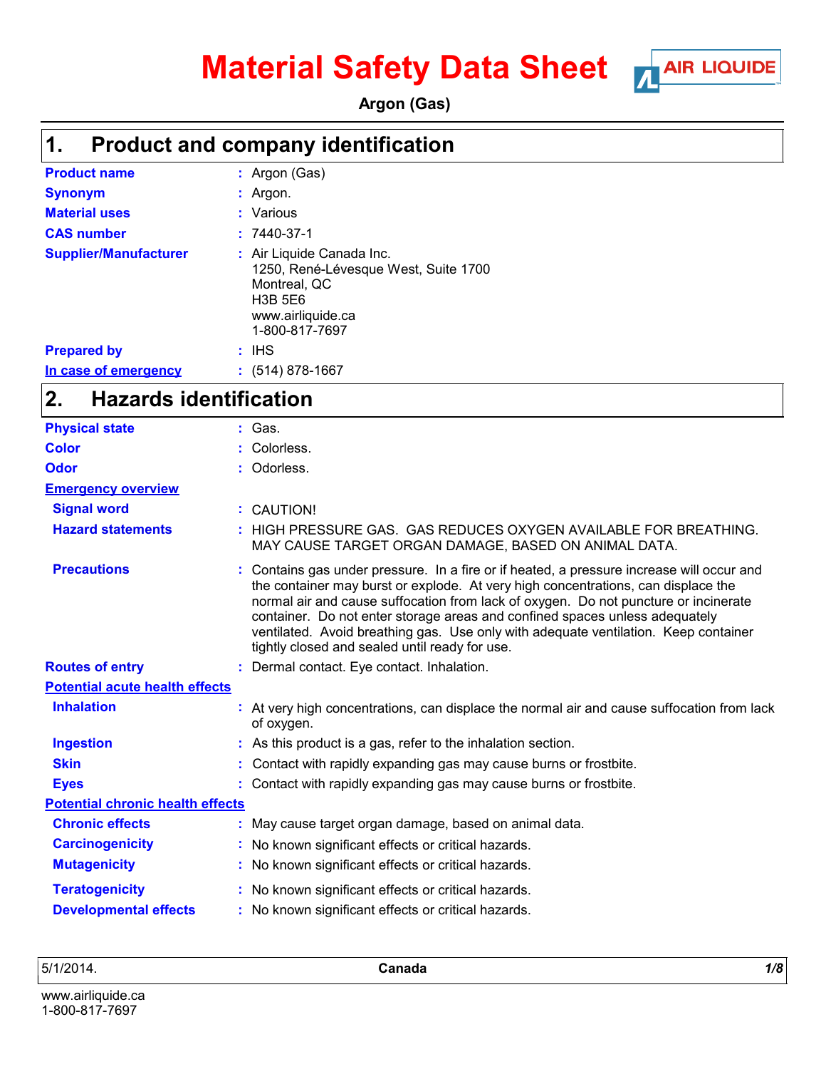# Material Safety Data Sheet

**Argon (Gas)**

## 1. Product and company identification

| | |
|---|---|
| **Product name** | : Argon (Gas) |
| **Synonym** | : Argon. |
| **Material uses** | : Various |
| **CAS number** | : 7440-37-1 |
| **Supplier/Manufacturer** | : Air Liquide Canada Inc.<br>1250, René-Lévesque West, Suite 1700<br>Montreal, QC<br>H3B 5E6<br>www.airliquide.ca<br>1-800-817-7697 |
| **Prepared by** | : IHS |
| **In case of emergency** | : (514) 878-1667 |

## 2. Hazards identification

**Physical state** : Gas.

**Color** : Colorless.

**Odor** : Odorless.

**Emergency overview**

**Signal word** : CAUTION!

**Hazard statements** : HIGH PRESSURE GAS. GAS REDUCES OXYGEN AVAILABLE FOR BREATHING. MAY CAUSE TARGET ORGAN DAMAGE, BASED ON ANIMAL DATA.

**Precautions** : Contains gas under pressure. In a fire or if heated, a pressure increase will occur and the container may burst or explode. At very high concentrations, can displace the normal air and cause suffocation from lack of oxygen. Do not puncture or incinerate container. Do not enter storage areas and confined spaces unless adequately ventilated. Avoid breathing gas. Use only with adequate ventilation. Keep container tightly closed and sealed until ready for use.

**Routes of entry** : Dermal contact. Eye contact. Inhalation.

**Potential acute health effects**

**Inhalation** : At very high concentrations, can displace the normal air and cause suffocation from lack of oxygen.

**Ingestion** : As this product is a gas, refer to the inhalation section.

**Skin** : Contact with rapidly expanding gas may cause burns or frostbite.

**Eyes** : Contact with rapidly expanding gas may cause burns or frostbite.

**Potential chronic health effects**

**Chronic effects** : May cause target organ damage, based on animal data.

**Carcinogenicity** : No known significant effects or critical hazards.

**Mutagenicity** : No known significant effects or critical hazards.

**Teratogenicity** : No known significant effects or critical hazards.

**Developmental effects** : No known significant effects or critical hazards.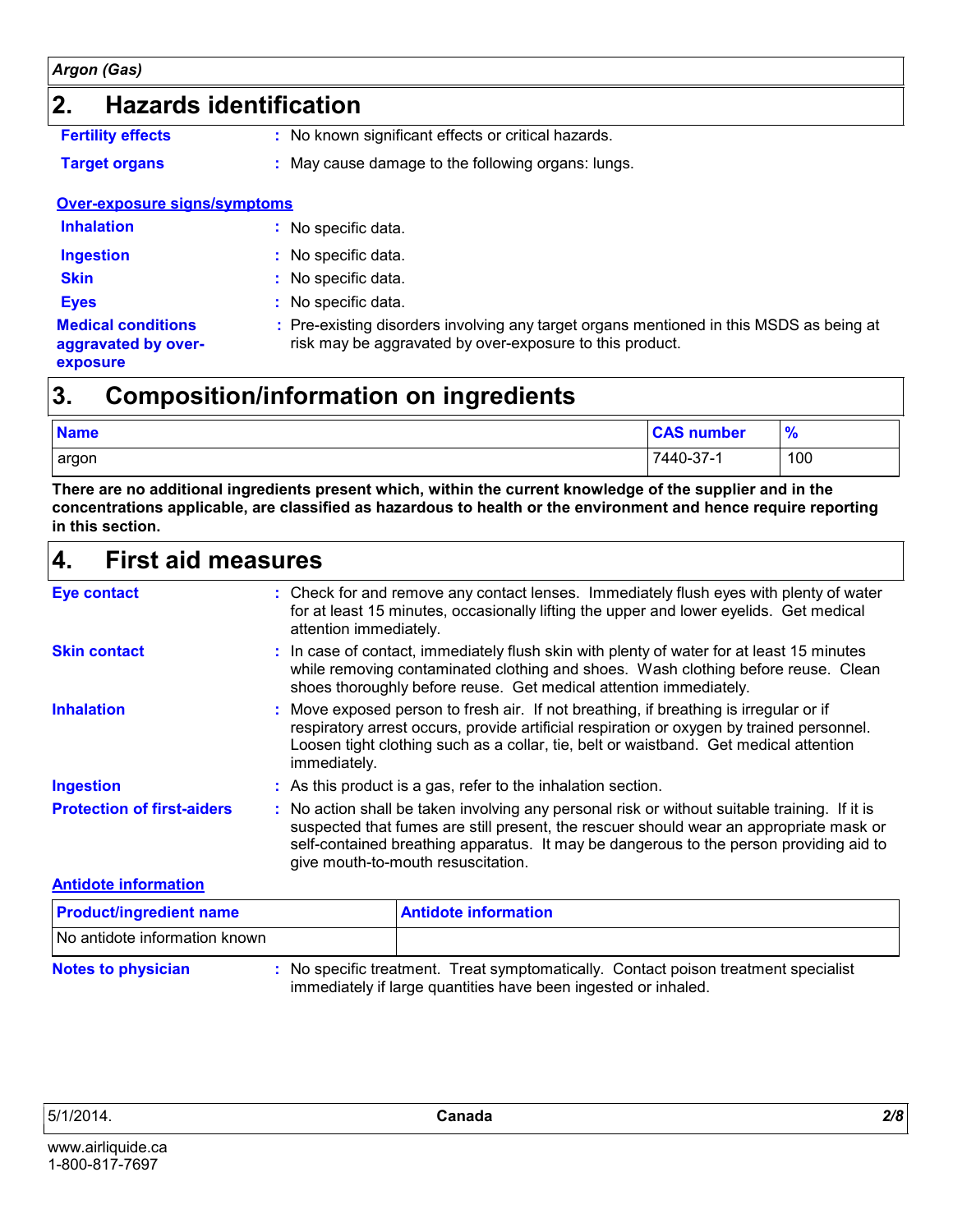## 2. Hazards identification

**Fertility effects** : No known significant effects or critical hazards.

**Target organs** : May cause damage to the following organs: lungs.

**Over-exposure signs/symptoms**

**Inhalation** : No specific data.

**Ingestion** : No specific data.

**Skin** : No specific data.

**Eyes** : No specific data.

**Medical conditions aggravated by over-exposure** : Pre-existing disorders involving any target organs mentioned in this MSDS as being at risk may be aggravated by over-exposure to this product.

## 3. Composition/information on ingredients

| Name | CAS number | % |
|---|---|---|
| argon | 7440-37-1 | 100 |

**There are no additional ingredients present which, within the current knowledge of the supplier and in the concentrations applicable, are classified as hazardous to health or the environment and hence require reporting in this section.**

## 4. First aid measures

**Eye contact** : Check for and remove any contact lenses. Immediately flush eyes with plenty of water for at least 15 minutes, occasionally lifting the upper and lower eyelids. Get medical attention immediately.

**Skin contact** : In case of contact, immediately flush skin with plenty of water for at least 15 minutes while removing contaminated clothing and shoes. Wash clothing before reuse. Clean shoes thoroughly before reuse. Get medical attention immediately.

**Inhalation** : Move exposed person to fresh air. If not breathing, if breathing is irregular or if respiratory arrest occurs, provide artificial respiration or oxygen by trained personnel. Loosen tight clothing such as a collar, tie, belt or waistband. Get medical attention immediately.

**Ingestion** : As this product is a gas, refer to the inhalation section.

**Protection of first-aiders** : No action shall be taken involving any personal risk or without suitable training. If it is suspected that fumes are still present, the rescuer should wear an appropriate mask or self-contained breathing apparatus. It may be dangerous to the person providing aid to give mouth-to-mouth resuscitation.

**Antidote information**

| Product/ingredient name | Antidote information |
|---|---|
| No antidote information known | |

**Notes to physician** : No specific treatment. Treat symptomatically. Contact poison treatment specialist immediately if large quantities have been ingested or inhaled.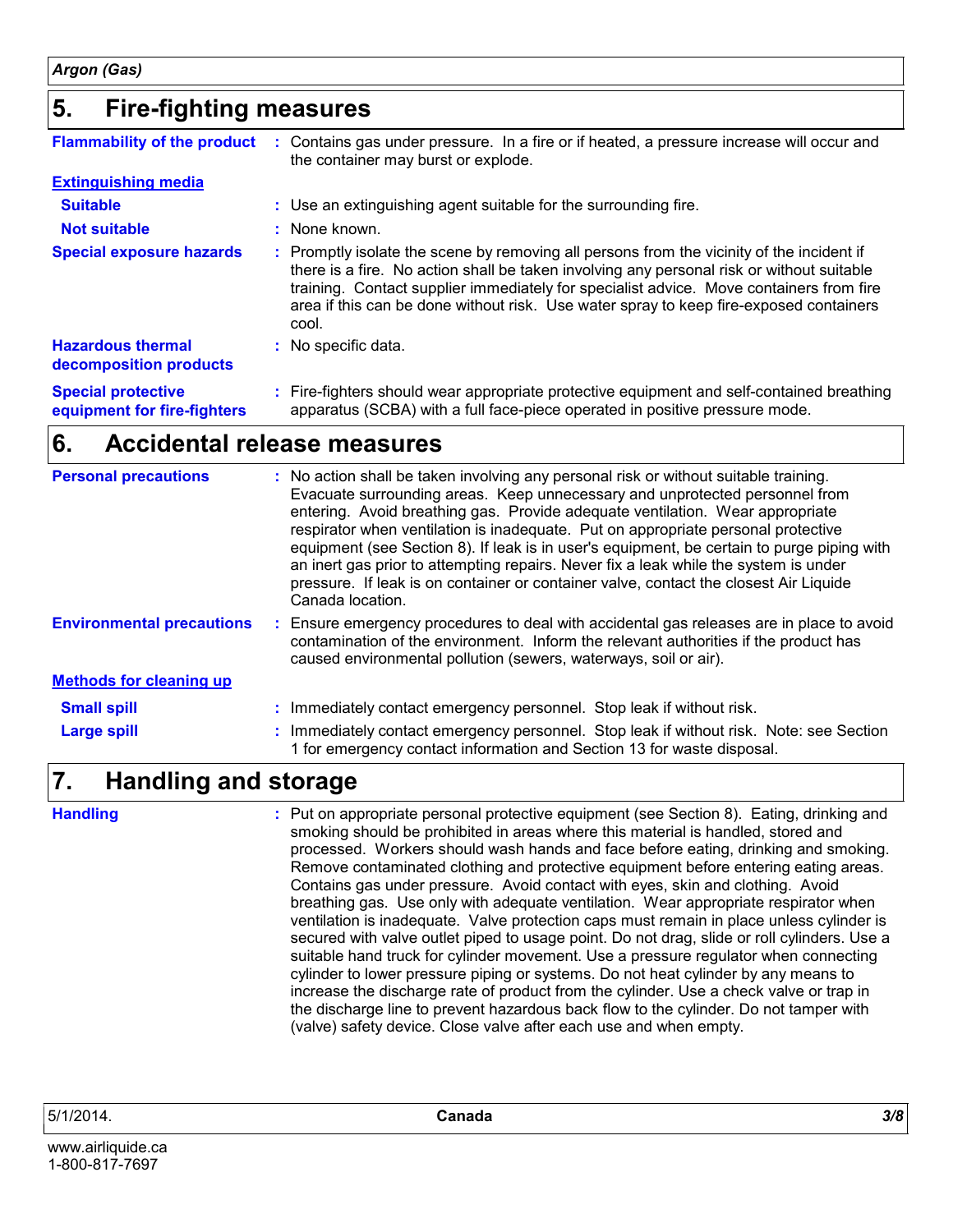## 5. Fire-fighting measures

**Flammability of the product** : Contains gas under pressure. In a fire or if heated, a pressure increase will occur and the container may burst or explode.

**Extinguishing media**

**Suitable** : Use an extinguishing agent suitable for the surrounding fire.

**Not suitable** : None known.

**Special exposure hazards** : Promptly isolate the scene by removing all persons from the vicinity of the incident if there is a fire. No action shall be taken involving any personal risk or without suitable training. Contact supplier immediately for specialist advice. Move containers from fire area if this can be done without risk. Use water spray to keep fire-exposed containers cool.

**Hazardous thermal decomposition products** : No specific data.

**Special protective equipment for fire-fighters** : Fire-fighters should wear appropriate protective equipment and self-contained breathing apparatus (SCBA) with a full face-piece operated in positive pressure mode.

## 6. Accidental release measures

**Personal precautions** : No action shall be taken involving any personal risk or without suitable training. Evacuate surrounding areas. Keep unnecessary and unprotected personnel from entering. Avoid breathing gas. Provide adequate ventilation. Wear appropriate respirator when ventilation is inadequate. Put on appropriate personal protective equipment (see Section 8). If leak is in user's equipment, be certain to purge piping with an inert gas prior to attempting repairs. Never fix a leak while the system is under pressure. If leak is on container or container valve, contact the closest Air Liquide Canada location.

**Environmental precautions** : Ensure emergency procedures to deal with accidental gas releases are in place to avoid contamination of the environment. Inform the relevant authorities if the product has caused environmental pollution (sewers, waterways, soil or air).

**Methods for cleaning up**

**Small spill** : Immediately contact emergency personnel. Stop leak if without risk.

**Large spill** : Immediately contact emergency personnel. Stop leak if without risk. Note: see Section 1 for emergency contact information and Section 13 for waste disposal.

## 7. Handling and storage

**Handling** : Put on appropriate personal protective equipment (see Section 8). Eating, drinking and smoking should be prohibited in areas where this material is handled, stored and processed. Workers should wash hands and face before eating, drinking and smoking. Remove contaminated clothing and protective equipment before entering eating areas. Contains gas under pressure. Avoid contact with eyes, skin and clothing. Avoid breathing gas. Use only with adequate ventilation. Wear appropriate respirator when ventilation is inadequate. Valve protection caps must remain in place unless cylinder is secured with valve outlet piped to usage point. Do not drag, slide or roll cylinders. Use a suitable hand truck for cylinder movement. Use a pressure regulator when connecting cylinder to lower pressure piping or systems. Do not heat cylinder by any means to increase the discharge rate of product from the cylinder. Use a check valve or trap in the discharge line to prevent hazardous back flow to the cylinder. Do not tamper with (valve) safety device. Close valve after each use and when empty.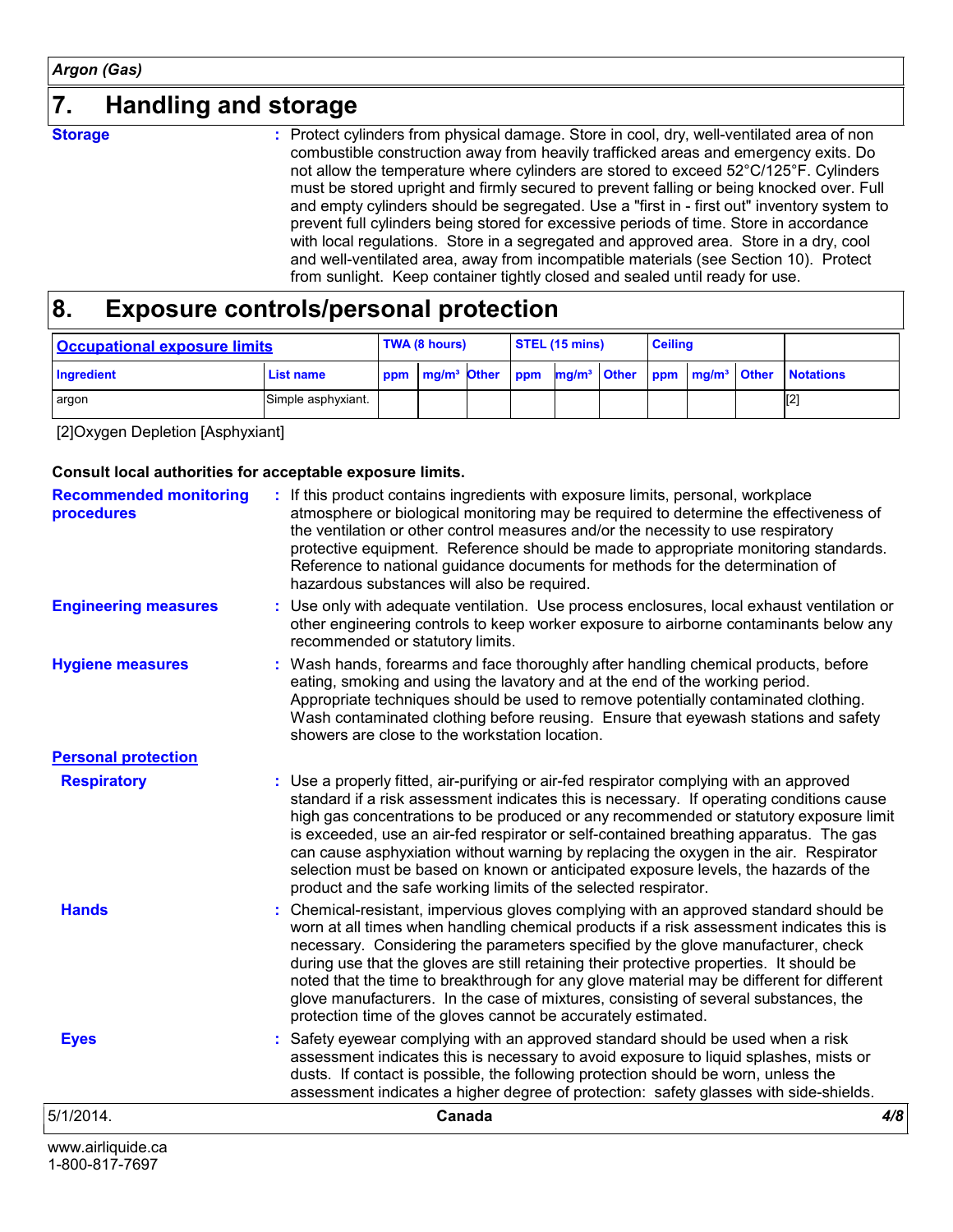## 7. Handling and storage

**Storage** : Protect cylinders from physical damage. Store in cool, dry, well-ventilated area of non combustible construction away from heavily trafficked areas and emergency exits. Do not allow the temperature where cylinders are stored to exceed 52°C/125°F. Cylinders must be stored upright and firmly secured to prevent falling or being knocked over. Full and empty cylinders should be segregated. Use a "first in - first out" inventory system to prevent full cylinders being stored for excessive periods of time. Store in accordance with local regulations. Store in a segregated and approved area. Store in a dry, cool and well-ventilated area, away from incompatible materials (see Section 10). Protect from sunlight. Keep container tightly closed and sealed until ready for use.

## 8. Exposure controls/personal protection

| Occupational exposure limits | | TWA (8 hours) | | | STEL (15 mins) | | | Ceiling | | | |
|---|---|---|---|---|---|---|---|---|---|---|---|
| Ingredient | List name | ppm | mg/m³ | Other | ppm | mg/m³ | Other | ppm | mg/m³ | Other | Notations |
| argon | Simple asphyxiant. | | | | | | | | | | [2] |

[2]Oxygen Depletion [Asphyxiant]

**Consult local authorities for acceptable exposure limits.**

**Recommended monitoring procedures** : If this product contains ingredients with exposure limits, personal, workplace atmosphere or biological monitoring may be required to determine the effectiveness of the ventilation or other control measures and/or the necessity to use respiratory protective equipment. Reference should be made to appropriate monitoring standards. Reference to national guidance documents for methods for the determination of hazardous substances will also be required.

**Engineering measures** : Use only with adequate ventilation. Use process enclosures, local exhaust ventilation or other engineering controls to keep worker exposure to airborne contaminants below any recommended or statutory limits.

**Hygiene measures** : Wash hands, forearms and face thoroughly after handling chemical products, before eating, smoking and using the lavatory and at the end of the working period. Appropriate techniques should be used to remove potentially contaminated clothing. Wash contaminated clothing before reusing. Ensure that eyewash stations and safety showers are close to the workstation location.

### Personal protection

**Respiratory** : Use a properly fitted, air-purifying or air-fed respirator complying with an approved standard if a risk assessment indicates this is necessary. If operating conditions cause high gas concentrations to be produced or any recommended or statutory exposure limit is exceeded, use an air-fed respirator or self-contained breathing apparatus. The gas can cause asphyxiation without warning by replacing the oxygen in the air. Respirator selection must be based on known or anticipated exposure levels, the hazards of the product and the safe working limits of the selected respirator.

**Hands** : Chemical-resistant, impervious gloves complying with an approved standard should be worn at all times when handling chemical products if a risk assessment indicates this is necessary. Considering the parameters specified by the glove manufacturer, check during use that the gloves are still retaining their protective properties. It should be noted that the time to breakthrough for any glove material may be different for different glove manufacturers. In the case of mixtures, consisting of several substances, the protection time of the gloves cannot be accurately estimated.

**Eyes** : Safety eyewear complying with an approved standard should be used when a risk assessment indicates this is necessary to avoid exposure to liquid splashes, mists or dusts. If contact is possible, the following protection should be worn, unless the assessment indicates a higher degree of protection: safety glasses with side-shields.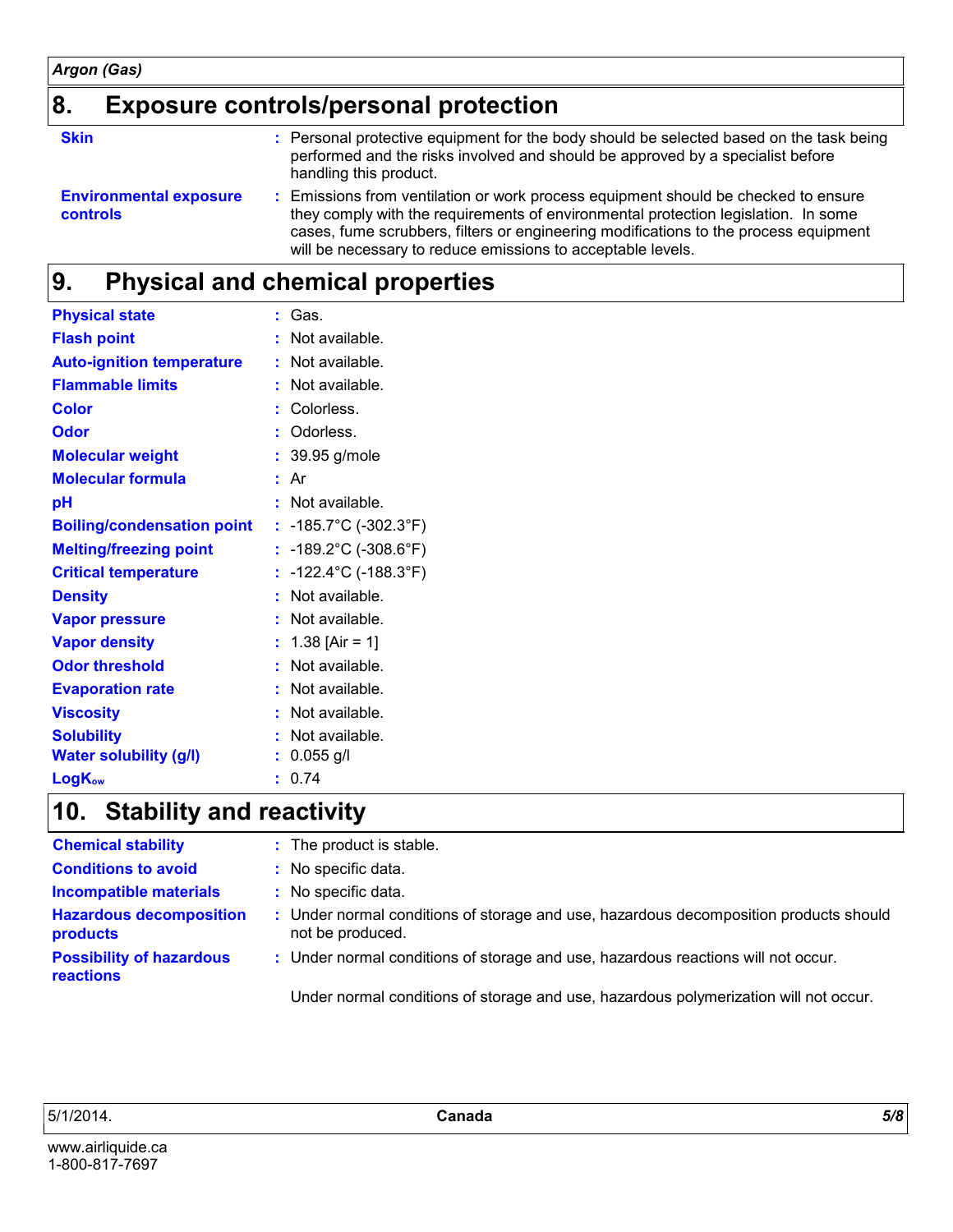## 8. Exposure controls/personal protection

| | |
|---|---|
| **Skin** | Personal protective equipment for the body should be selected based on the task being performed and the risks involved and should be approved by a specialist before handling this product. |
| **Environmental exposure controls** | Emissions from ventilation or work process equipment should be checked to ensure they comply with the requirements of environmental protection legislation. In some cases, fume scrubbers, filters or engineering modifications to the process equipment will be necessary to reduce emissions to acceptable levels. |

## 9. Physical and chemical properties

| | |
|---|---|
| **Physical state** | Gas. |
| **Flash point** | Not available. |
| **Auto-ignition temperature** | Not available. |
| **Flammable limits** | Not available. |
| **Color** | Colorless. |
| **Odor** | Odorless. |
| **Molecular weight** | 39.95 g/mole |
| **Molecular formula** | Ar |
| **pH** | Not available. |
| **Boiling/condensation point** | -185.7°C (-302.3°F) |
| **Melting/freezing point** | -189.2°C (-308.6°F) |
| **Critical temperature** | -122.4°C (-188.3°F) |
| **Density** | Not available. |
| **Vapor pressure** | Not available. |
| **Vapor density** | 1.38 [Air = 1] |
| **Odor threshold** | Not available. |
| **Evaporation rate** | Not available. |
| **Viscosity** | Not available. |
| **Solubility** | Not available. |
| **Water solubility (g/l)** | 0.055 g/l |
| **$LogK_{ow}$** | 0.74 |

## 10. Stability and reactivity

| | |
|---|---|
| **Chemical stability** | The product is stable. |
| **Conditions to avoid** | No specific data. |
| **Incompatible materials** | No specific data. |
| **Hazardous decomposition products** | Under normal conditions of storage and use, hazardous decomposition products should not be produced. |
| **Possibility of hazardous reactions** | Under normal conditions of storage and use, hazardous reactions will not occur. |

Under normal conditions of storage and use, hazardous polymerization will not occur.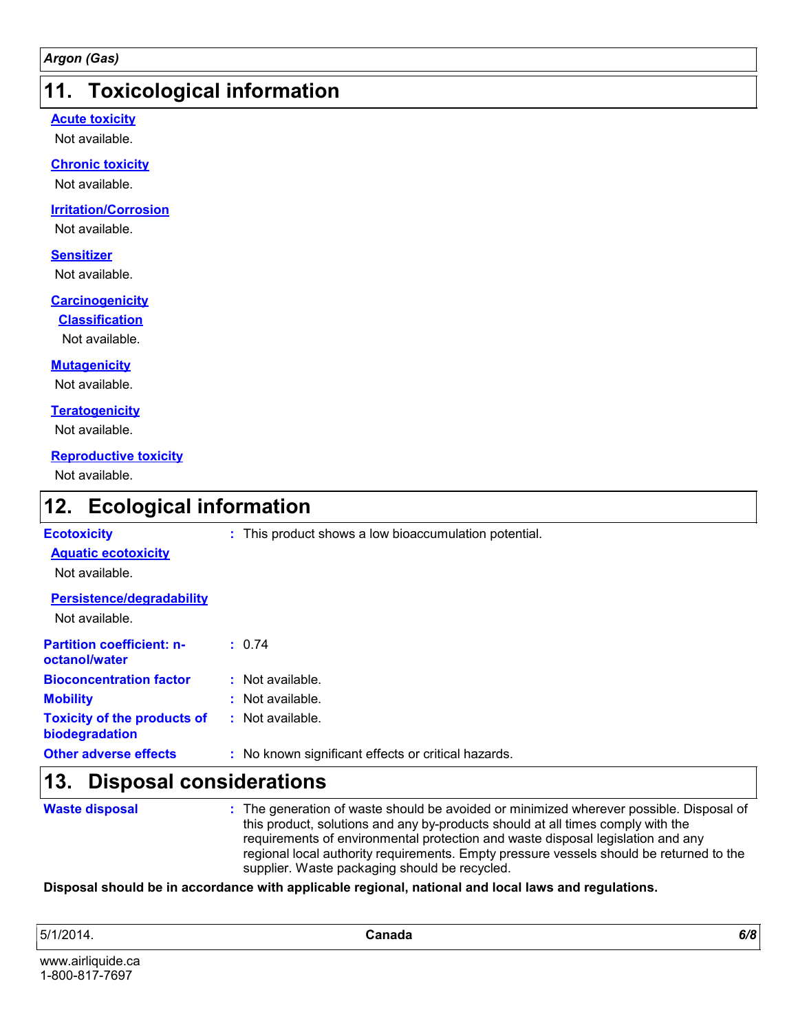## 11. Toxicological information

### Acute toxicity

Not available.

### Chronic toxicity

Not available.

### Irritation/Corrosion

Not available.

### Sensitizer

Not available.

### Carcinogenicity

#### Classification

Not available.

### Mutagenicity

Not available.

### Teratogenicity

Not available.

### Reproductive toxicity

Not available.

## 12. Ecological information

**Ecotoxicity** : This product shows a low bioaccumulation potential.

### Aquatic ecotoxicity

Not available.

### Persistence/degradability

Not available.

**Partition coefficient: n-octanol/water** : 0.74

**Bioconcentration factor** : Not available.

**Mobility** : Not available.

**Toxicity of the products of biodegradation** : Not available.

**Other adverse effects** : No known significant effects or critical hazards.

## 13. Disposal considerations

**Waste disposal** : The generation of waste should be avoided or minimized wherever possible. Disposal of this product, solutions and any by-products should at all times comply with the requirements of environmental protection and waste disposal legislation and any regional local authority requirements. Empty pressure vessels should be returned to the supplier. Waste packaging should be recycled.

**Disposal should be in accordance with applicable regional, national and local laws and regulations.**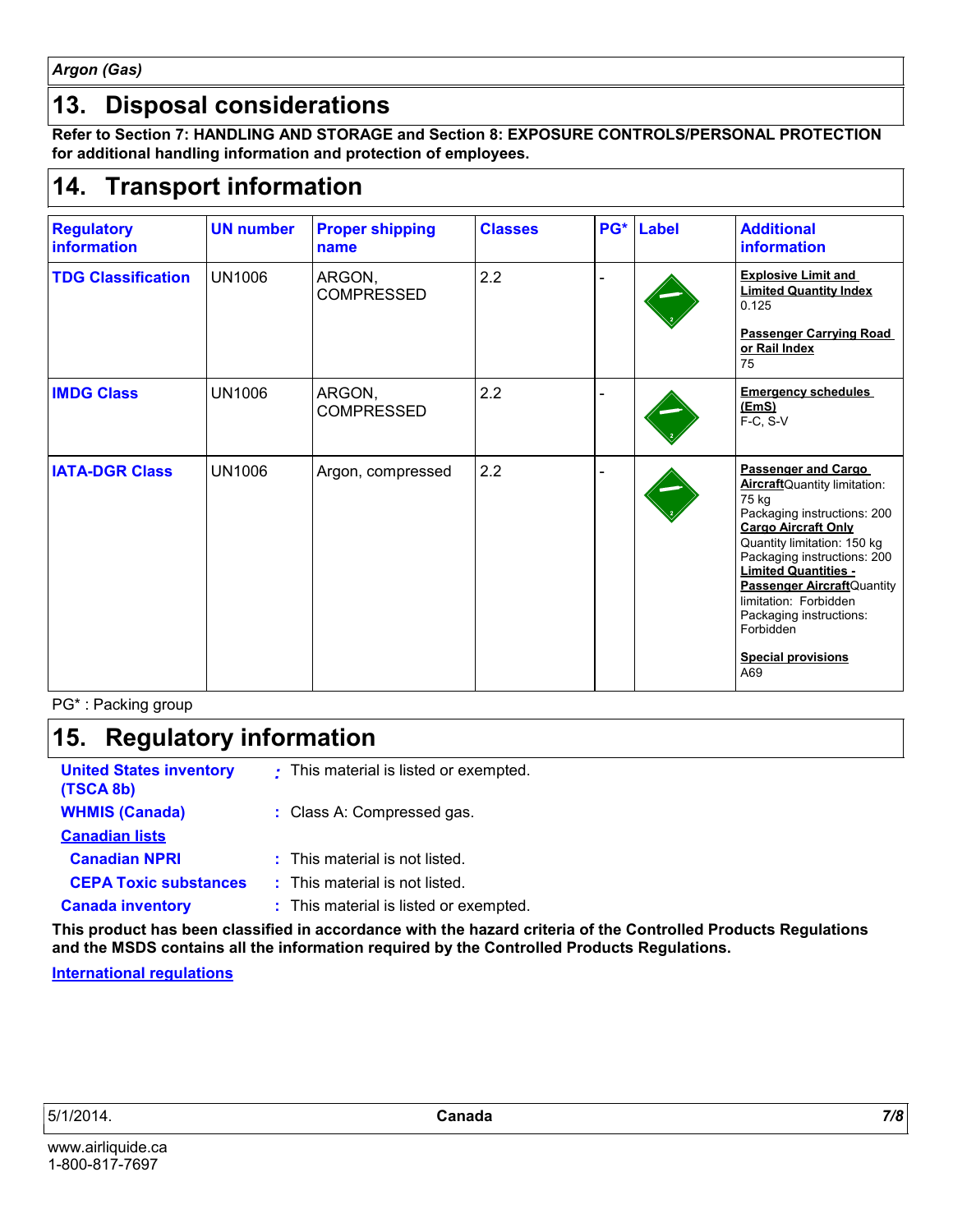*Argon (Gas)*

## 13. Disposal considerations

**Refer to Section 7: HANDLING AND STORAGE and Section 8: EXPOSURE CONTROLS/PERSONAL PROTECTION for additional handling information and protection of employees.**

## 14. Transport information

| Regulatory information | UN number | Proper shipping name | Classes | PG* | Label | Additional information |
|---|---|---|---|---|---|---|
| **TDG Classification** | UN1006 | ARGON, COMPRESSED | 2.2 | - | | **Explosive Limit and Limited Quantity Index** 0.125<br><br>**Passenger Carrying Road or Rail Index** 75 |
| **IMDG Class** | UN1006 | ARGON, COMPRESSED | 2.2 | - | | **Emergency schedules (EmS)** F-C, S-V |
| **IATA-DGR Class** | UN1006 | Argon, compressed | 2.2 | - | | **Passenger and Cargo Aircraft** Quantity limitation: 75 kg<br>Packaging instructions: 200<br>**Cargo Aircraft Only** Quantity limitation: 150 kg<br>Packaging instructions: 200<br>**Limited Quantities - Passenger Aircraft** Quantity limitation: Forbidden<br>Packaging instructions: Forbidden<br><br>**Special provisions** A69 |

PG* : Packing group

## 15. Regulatory information

**United States inventory (TSCA 8b)** : This material is listed or exempted.

**WHMIS (Canada)** : Class A: Compressed gas.

**Canadian lists**

**Canadian NPRI** : This material is not listed.

**CEPA Toxic substances** : This material is not listed.

**Canada inventory** : This material is listed or exempted.

**This product has been classified in accordance with the hazard criteria of the Controlled Products Regulations and the MSDS contains all the information required by the Controlled Products Regulations.**

**International regulations**

5/1/2014. **Canada**

www.airliquide.ca
1-800-817-7697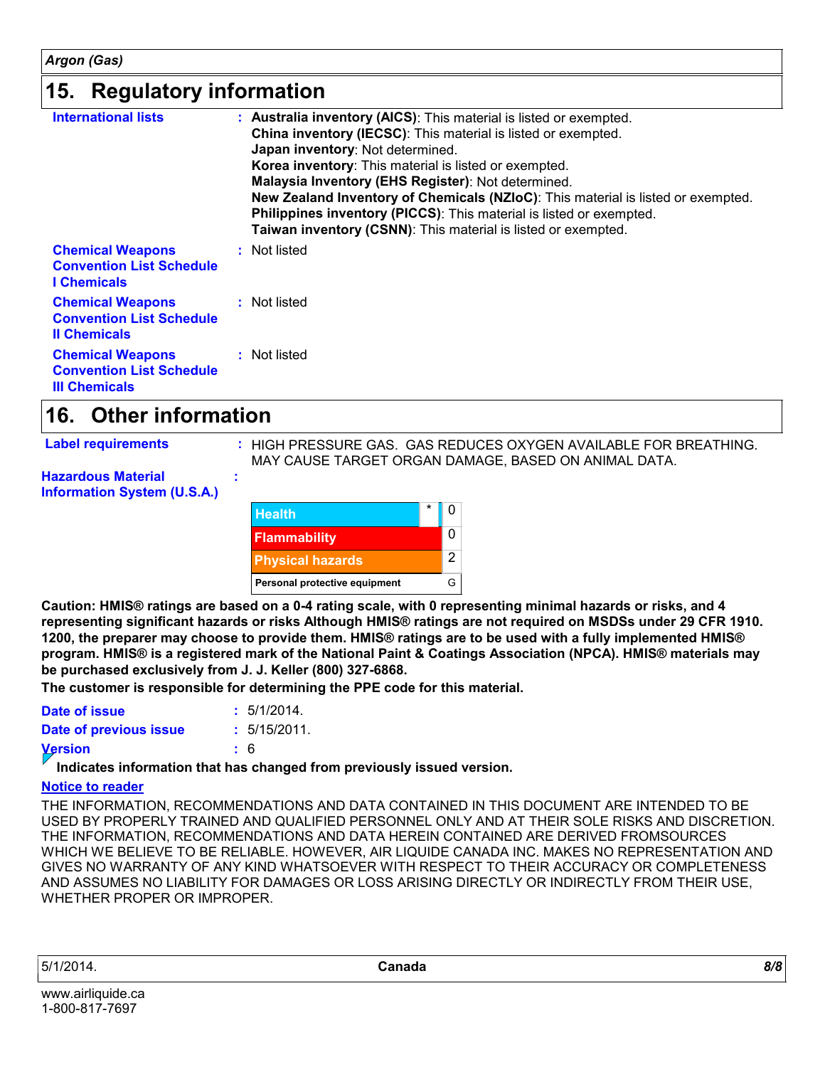## 15. Regulatory information

**International lists** : **Australia inventory (AICS)**: This material is listed or exempted.
**China inventory (IECSC)**: This material is listed or exempted.
**Japan inventory**: Not determined.
**Korea inventory**: This material is listed or exempted.
**Malaysia Inventory (EHS Register)**: Not determined.
**New Zealand Inventory of Chemicals (NZIoC)**: This material is listed or exempted.
**Philippines inventory (PICCS)**: This material is listed or exempted.
**Taiwan inventory (CSNN)**: This material is listed or exempted.

**Chemical Weapons Convention List Schedule I Chemicals** : Not listed

**Chemical Weapons Convention List Schedule II Chemicals** : Not listed

**Chemical Weapons Convention List Schedule III Chemicals** : Not listed

## 16. Other information

**Label requirements** : HIGH PRESSURE GAS. GAS REDUCES OXYGEN AVAILABLE FOR BREATHING. MAY CAUSE TARGET ORGAN DAMAGE, BASED ON ANIMAL DATA.

**Hazardous Material Information System (U.S.A.)** :

| | | |
|---|---|---|
| Health | * | 0 |
| Flammability | | 0 |
| Physical hazards | | 2 |
| Personal protective equipment | | G |

**Caution: HMIS® ratings are based on a 0-4 rating scale, with 0 representing minimal hazards or risks, and 4 representing significant hazards or risks Although HMIS® ratings are not required on MSDSs under 29 CFR 1910. 1200, the preparer may choose to provide them. HMIS® ratings are to be used with a fully implemented HMIS® program. HMIS® is a registered mark of the National Paint & Coatings Association (NPCA). HMIS® materials may be purchased exclusively from J. J. Keller (800) 327-6868.**

**The customer is responsible for determining the PPE code for this material.**

**Date of issue** : 5/1/2014.

**Date of previous issue** : 5/15/2011.

**Version** : 6

**Indicates information that has changed from previously issued version.**

**Notice to reader**

THE INFORMATION, RECOMMENDATIONS AND DATA CONTAINED IN THIS DOCUMENT ARE INTENDED TO BE USED BY PROPERLY TRAINED AND QUALIFIED PERSONNEL ONLY AND AT THEIR SOLE RISKS AND DISCRETION. THE INFORMATION, RECOMMENDATIONS AND DATA HEREIN CONTAINED ARE DERIVED FROMSOURCES WHICH WE BELIEVE TO BE RELIABLE. HOWEVER, AIR LIQUIDE CANADA INC. MAKES NO REPRESENTATION AND GIVES NO WARRANTY OF ANY KIND WHATSOEVER WITH RESPECT TO THEIR ACCURACY OR COMPLETENESS AND ASSUMES NO LIABILITY FOR DAMAGES OR LOSS ARISING DIRECTLY OR INDIRECTLY FROM THEIR USE, WHETHER PROPER OR IMPROPER.